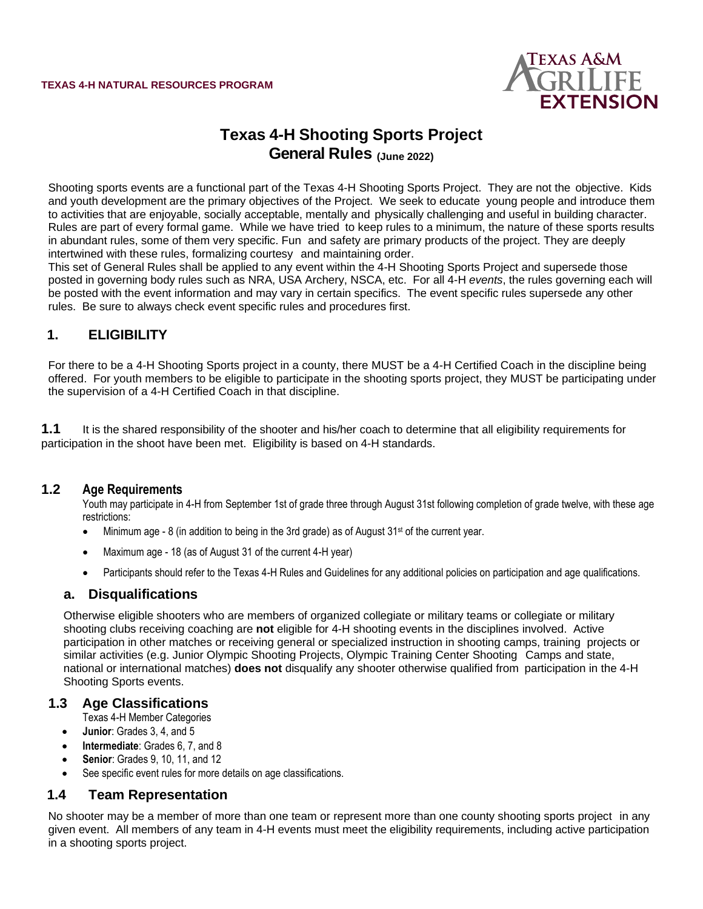TEXAS 4-H NATURAL RESOURCES PROGRAM

# Texas 4-H Shooting Sports Project
## General Rules (June 2022)

Shooting sports events are a functional part of the Texas 4-H Shooting Sports Project. They are not the objective. Kids and youth development are the primary objectives of the Project. We seek to educate young people and introduce them to activities that are enjoyable, socially acceptable, mentally and physically challenging and useful in building character. Rules are part of every formal game. While we have tried to keep rules to a minimum, the nature of these sports results in abundant rules, some of them very specific. Fun and safety are primary products of the project. They are deeply intertwined with these rules, formalizing courtesy and maintaining order.

This set of General Rules shall be applied to any event within the 4-H Shooting Sports Project and supersede those posted in governing body rules such as NRA, USA Archery, NSCA, etc. For all 4-H *events*, the rules governing each will be posted with the event information and may vary in certain specifics. The event specific rules supersede any other rules. Be sure to always check event specific rules and procedures first.

## 1. ELIGIBILITY

For there to be a 4-H Shooting Sports project in a county, there MUST be a 4-H Certified Coach in the discipline being offered. For youth members to be eligible to participate in the shooting sports project, they MUST be participating under the supervision of a 4-H Certified Coach in that discipline.

**1.1** It is the shared responsibility of the shooter and his/her coach to determine that all eligibility requirements for participation in the shoot have been met. Eligibility is based on 4-H standards.

### 1.2 Age Requirements

Youth may participate in 4-H from September 1st of grade three through August 31st following completion of grade twelve, with these age restrictions:

- Minimum age - 8 (in addition to being in the 3rd grade) as of August 31st of the current year.
- Maximum age - 18 (as of August 31 of the current 4-H year)
- Participants should refer to the Texas 4-H Rules and Guidelines for any additional policies on participation and age qualifications.

#### a. Disqualifications

Otherwise eligible shooters who are members of organized collegiate or military teams or collegiate or military shooting clubs receiving coaching are **not** eligible for 4-H shooting events in the disciplines involved. Active participation in other matches or receiving general or specialized instruction in shooting camps, training projects or similar activities (e.g. Junior Olympic Shooting Projects, Olympic Training Center Shooting Camps and state, national or international matches) **does not** disqualify any shooter otherwise qualified from participation in the 4-H Shooting Sports events.

### 1.3 Age Classifications

Texas 4-H Member Categories

- **Junior**: Grades 3, 4, and 5
- **Intermediate**: Grades 6, 7, and 8
- **Senior**: Grades 9, 10, 11, and 12
- See specific event rules for more details on age classifications.

### 1.4 Team Representation

No shooter may be a member of more than one team or represent more than one county shooting sports project in any given event. All members of any team in 4-H events must meet the eligibility requirements, including active participation in a shooting sports project.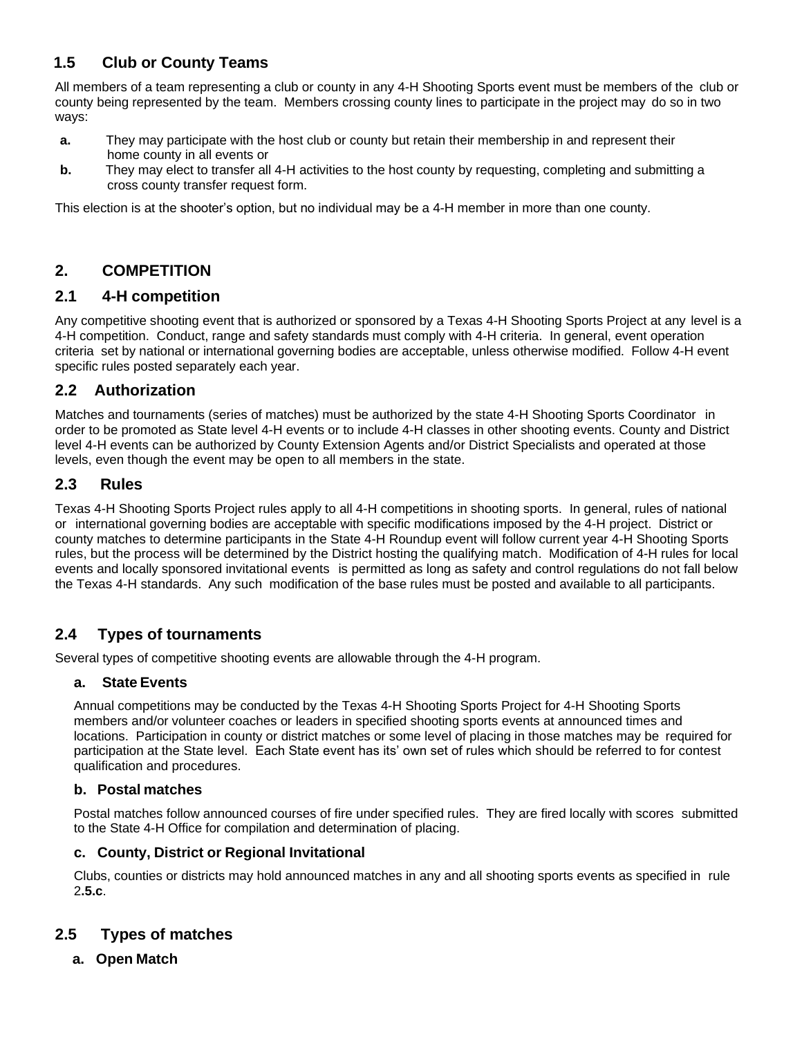## 1.5 Club or County Teams

All members of a team representing a club or county in any 4-H Shooting Sports event must be members of the club or county being represented by the team. Members crossing county lines to participate in the project may do so in two ways:

- **a.** They may participate with the host club or county but retain their membership in and represent their home county in all events or
- **b.** They may elect to transfer all 4-H activities to the host county by requesting, completing and submitting a cross county transfer request form.

This election is at the shooter's option, but no individual may be a 4-H member in more than one county.

# 2. COMPETITION

## 2.1 4-H competition

Any competitive shooting event that is authorized or sponsored by a Texas 4-H Shooting Sports Project at any level is a 4-H competition. Conduct, range and safety standards must comply with 4-H criteria. In general, event operation criteria set by national or international governing bodies are acceptable, unless otherwise modified. Follow 4-H event specific rules posted separately each year.

## 2.2 Authorization

Matches and tournaments (series of matches) must be authorized by the state 4-H Shooting Sports Coordinator in order to be promoted as State level 4-H events or to include 4-H classes in other shooting events. County and District level 4-H events can be authorized by County Extension Agents and/or District Specialists and operated at those levels, even though the event may be open to all members in the state.

## 2.3 Rules

Texas 4-H Shooting Sports Project rules apply to all 4-H competitions in shooting sports. In general, rules of national or international governing bodies are acceptable with specific modifications imposed by the 4-H project. District or county matches to determine participants in the State 4-H Roundup event will follow current year 4-H Shooting Sports rules, but the process will be determined by the District hosting the qualifying match. Modification of 4-H rules for local events and locally sponsored invitational events is permitted as long as safety and control regulations do not fall below the Texas 4-H standards. Any such modification of the base rules must be posted and available to all participants.

## 2.4 Types of tournaments

Several types of competitive shooting events are allowable through the 4-H program.

### a. State Events

Annual competitions may be conducted by the Texas 4-H Shooting Sports Project for 4-H Shooting Sports members and/or volunteer coaches or leaders in specified shooting sports events at announced times and locations. Participation in county or district matches or some level of placing in those matches may be required for participation at the State level. Each State event has its' own set of rules which should be referred to for contest qualification and procedures.

### b. Postal matches

Postal matches follow announced courses of fire under specified rules. They are fired locally with scores submitted to the State 4-H Office for compilation and determination of placing.

### c. County, District or Regional Invitational

Clubs, counties or districts may hold announced matches in any and all shooting sports events as specified in rule 2**.5.c**.

## 2.5 Types of matches

### a. Open Match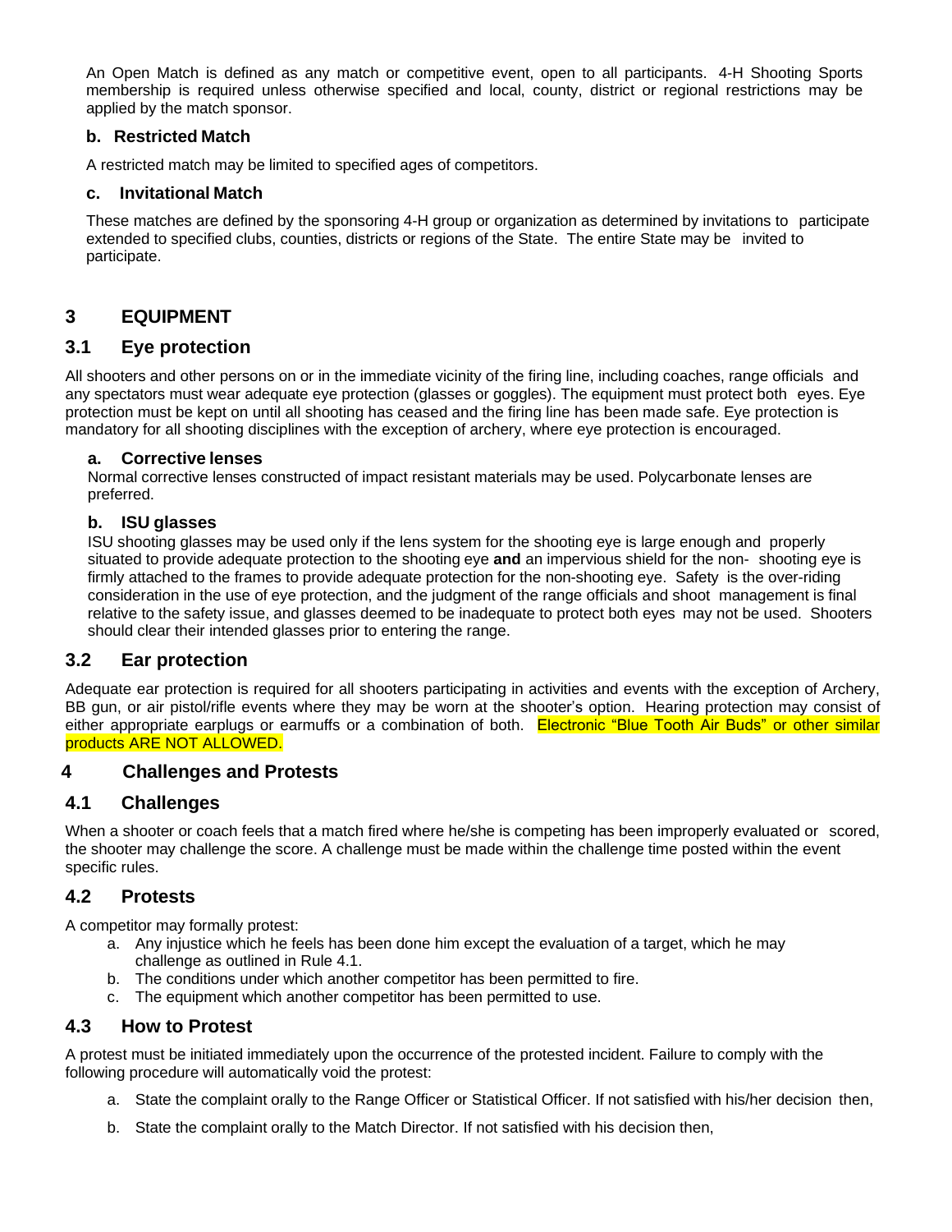An Open Match is defined as any match or competitive event, open to all participants. 4-H Shooting Sports membership is required unless otherwise specified and local, county, district or regional restrictions may be applied by the match sponsor.

### b. Restricted Match

A restricted match may be limited to specified ages of competitors.

### c. Invitational Match

These matches are defined by the sponsoring 4-H group or organization as determined by invitations to participate extended to specified clubs, counties, districts or regions of the State. The entire State may be invited to participate.

# 3 EQUIPMENT

## 3.1 Eye protection

All shooters and other persons on or in the immediate vicinity of the firing line, including coaches, range officials and any spectators must wear adequate eye protection (glasses or goggles). The equipment must protect both eyes. Eye protection must be kept on until all shooting has ceased and the firing line has been made safe. Eye protection is mandatory for all shooting disciplines with the exception of archery, where eye protection is encouraged.

### a. Corrective lenses

Normal corrective lenses constructed of impact resistant materials may be used. Polycarbonate lenses are preferred.

### b. ISU glasses

ISU shooting glasses may be used only if the lens system for the shooting eye is large enough and properly situated to provide adequate protection to the shooting eye **and** an impervious shield for the non- shooting eye is firmly attached to the frames to provide adequate protection for the non-shooting eye. Safety is the over-riding consideration in the use of eye protection, and the judgment of the range officials and shoot management is final relative to the safety issue, and glasses deemed to be inadequate to protect both eyes may not be used. Shooters should clear their intended glasses prior to entering the range.

## 3.2 Ear protection

Adequate ear protection is required for all shooters participating in activities and events with the exception of Archery, BB gun, or air pistol/rifle events where they may be worn at the shooter's option. Hearing protection may consist of either appropriate earplugs or earmuffs or a combination of both. Electronic "Blue Tooth Air Buds" or other similar products ARE NOT ALLOWED.

# 4 Challenges and Protests

## 4.1 Challenges

When a shooter or coach feels that a match fired where he/she is competing has been improperly evaluated or scored, the shooter may challenge the score. A challenge must be made within the challenge time posted within the event specific rules.

## 4.2 Protests

A competitor may formally protest:

a. Any injustice which he feels has been done him except the evaluation of a target, which he may challenge as outlined in Rule 4.1.
b. The conditions under which another competitor has been permitted to fire.
c. The equipment which another competitor has been permitted to use.

## 4.3 How to Protest

A protest must be initiated immediately upon the occurrence of the protested incident. Failure to comply with the following procedure will automatically void the protest:

a. State the complaint orally to the Range Officer or Statistical Officer. If not satisfied with his/her decision then,

b. State the complaint orally to the Match Director. If not satisfied with his decision then,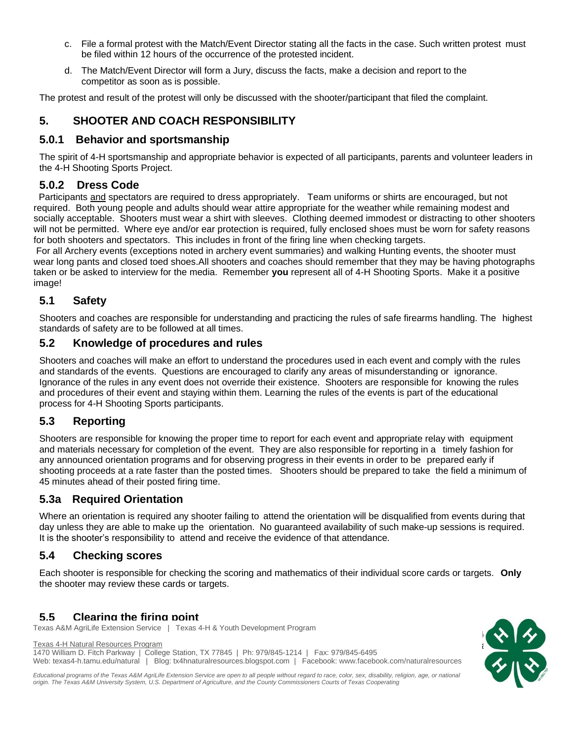c. File a formal protest with the Match/Event Director stating all the facts in the case. Such written protest must be filed within 12 hours of the occurrence of the protested incident.

d. The Match/Event Director will form a Jury, discuss the facts, make a decision and report to the competitor as soon as is possible.

The protest and result of the protest will only be discussed with the shooter/participant that filed the complaint.

## 5. SHOOTER AND COACH RESPONSIBILITY

### 5.0.1 Behavior and sportsmanship

The spirit of 4-H sportsmanship and appropriate behavior is expected of all participants, parents and volunteer leaders in the 4-H Shooting Sports Project.

### 5.0.2 Dress Code

Participants and spectators are required to dress appropriately. Team uniforms or shirts are encouraged, but not required. Both young people and adults should wear attire appropriate for the weather while remaining modest and socially acceptable. Shooters must wear a shirt with sleeves. Clothing deemed immodest or distracting to other shooters will not be permitted. Where eye and/or ear protection is required, fully enclosed shoes must be worn for safety reasons for both shooters and spectators. This includes in front of the firing line when checking targets.

For all Archery events (exceptions noted in archery event summaries) and walking Hunting events, the shooter must wear long pants and closed toed shoes.All shooters and coaches should remember that they may be having photographs taken or be asked to interview for the media. Remember **you** represent all of 4-H Shooting Sports. Make it a positive image!

### 5.1 Safety

Shooters and coaches are responsible for understanding and practicing the rules of safe firearms handling. The highest standards of safety are to be followed at all times.

### 5.2 Knowledge of procedures and rules

Shooters and coaches will make an effort to understand the procedures used in each event and comply with the rules and standards of the events. Questions are encouraged to clarify any areas of misunderstanding or ignorance. Ignorance of the rules in any event does not override their existence. Shooters are responsible for knowing the rules and procedures of their event and staying within them. Learning the rules of the events is part of the educational process for 4-H Shooting Sports participants.

### 5.3 Reporting

Shooters are responsible for knowing the proper time to report for each event and appropriate relay with equipment and materials necessary for completion of the event. They are also responsible for reporting in a timely fashion for any announced orientation programs and for observing progress in their events in order to be prepared early if shooting proceeds at a rate faster than the posted times. Shooters should be prepared to take the field a minimum of 45 minutes ahead of their posted firing time.

### 5.3a Required Orientation

Where an orientation is required any shooter failing to attend the orientation will be disqualified from events during that day unless they are able to make up the orientation. No guaranteed availability of such make-up sessions is required. It is the shooter's responsibility to attend and receive the evidence of that attendance.

### 5.4 Checking scores

Each shooter is responsible for checking the scoring and mathematics of their individual score cards or targets. **Only** the shooter may review these cards or targets.

### 5.5 Clearing the firing point